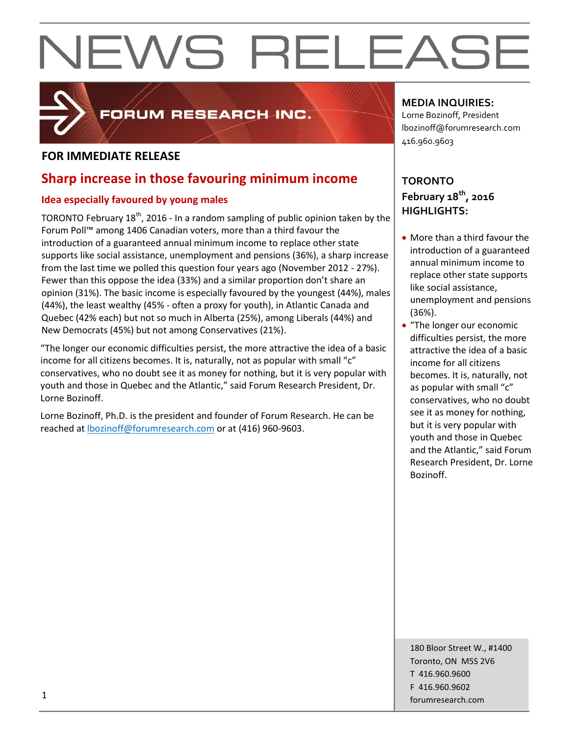# NEWS RELEASE

FORUM RESEARCH INC.

**FOR IMMEDIATE RELEASE**

## Sharp increase in those favouring minimum income

### Idea especially favoured by young males

TORONTO February 18th, 2016 - In a random sampling of public opinion taken by the Forum Poll™ among 1406 Canadian voters, more than a third favour the introduction of a guaranteed annual minimum income to replace other state supports like social assistance, unemployment and pensions (36%), a sharp increase from the last time we polled this question four years ago (November 2012 - 27%). Fewer than this oppose the idea (33%) and a similar proportion don't share an opinion (31%). The basic income is especially favoured by the youngest (44%), males (44%), the least wealthy (45% - often a proxy for youth), in Atlantic Canada and Quebec (42% each) but not so much in Alberta (25%), among Liberals (44%) and New Democrats (45%) but not among Conservatives (21%).

"The longer our economic difficulties persist, the more attractive the idea of a basic income for all citizens becomes. It is, naturally, not as popular with small "c" conservatives, who no doubt see it as money for nothing, but it is very popular with youth and those in Quebec and the Atlantic," said Forum Research President, Dr. Lorne Bozinoff.

Lorne Bozinoff, Ph.D. is the president and founder of Forum Research. He can be reached at lbozinoff@forumresearch.com or at (416) 960-9603.

**MEDIA INQUIRIES:**
Lorne Bozinoff, President
lbozinoff@forumresearch.com
416.960.9603

**TORONTO**
**February 18th, 2016**
**HIGHLIGHTS:**

- More than a third favour the introduction of a guaranteed annual minimum income to replace other state supports like social assistance, unemployment and pensions (36%).
- "The longer our economic difficulties persist, the more attractive the idea of a basic income for all citizens becomes. It is, naturally, not as popular with small "c" conservatives, who no doubt see it as money for nothing, but it is very popular with youth and those in Quebec and the Atlantic," said Forum Research President, Dr. Lorne Bozinoff.

180 Bloor Street W., #1400
Toronto, ON M5S 2V6
T 416.960.9600
F 416.960.9602
forumresearch.com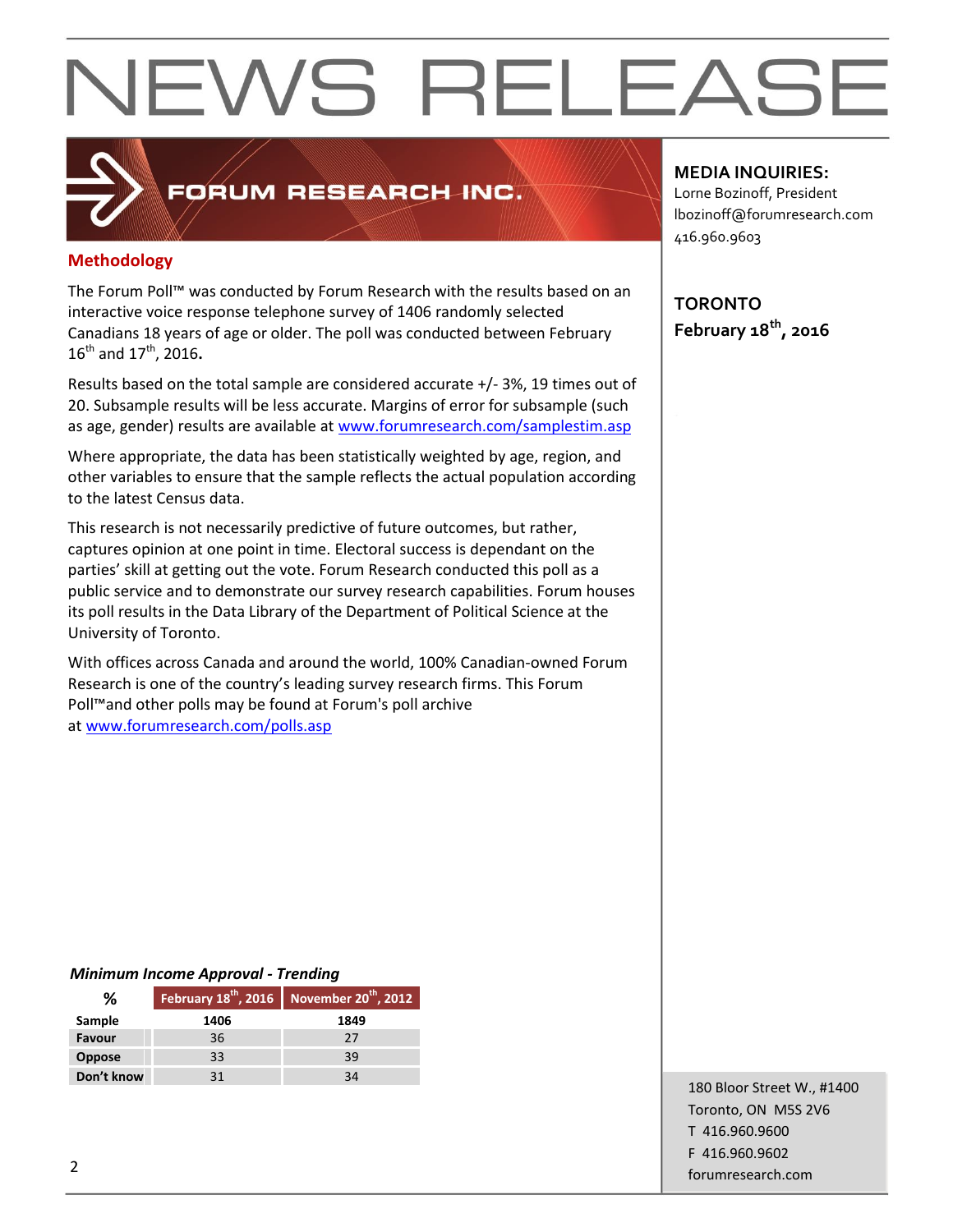# NEWS RELEASE

FORUM RESEARCH INC.

**MEDIA INQUIRIES:**
Lorne Bozinoff, President
lbozinoff@forumresearch.com
416.960.9603

**TORONTO**
**February 18th, 2016**

## Methodology

The Forum Poll™ was conducted by Forum Research with the results based on an interactive voice response telephone survey of 1406 randomly selected Canadians 18 years of age or older. The poll was conducted between February 16th and 17th, 2016.

Results based on the total sample are considered accurate +/- 3%, 19 times out of 20. Subsample results will be less accurate. Margins of error for subsample (such as age, gender) results are available at www.forumresearch.com/samplestim.asp

Where appropriate, the data has been statistically weighted by age, region, and other variables to ensure that the sample reflects the actual population according to the latest Census data.

This research is not necessarily predictive of future outcomes, but rather, captures opinion at one point in time. Electoral success is dependant on the parties' skill at getting out the vote. Forum Research conducted this poll as a public service and to demonstrate our survey research capabilities. Forum houses its poll results in the Data Library of the Department of Political Science at the University of Toronto.

With offices across Canada and around the world, 100% Canadian-owned Forum Research is one of the country's leading survey research firms. This Forum Poll™and other polls may be found at Forum's poll archive at www.forumresearch.com/polls.asp

***Minimum Income Approval - Trending***

| % | February 18th, 2016 | November 20th, 2012 |
|---|---|---|
| **Sample** | **1406** | **1849** |
| **Favour** | 36 | 27 |
| **Oppose** | 33 | 39 |
| **Don't know** | 31 | 34 |

180 Bloor Street W., #1400
Toronto, ON M5S 2V6
T 416.960.9600
F 416.960.9602
forumresearch.com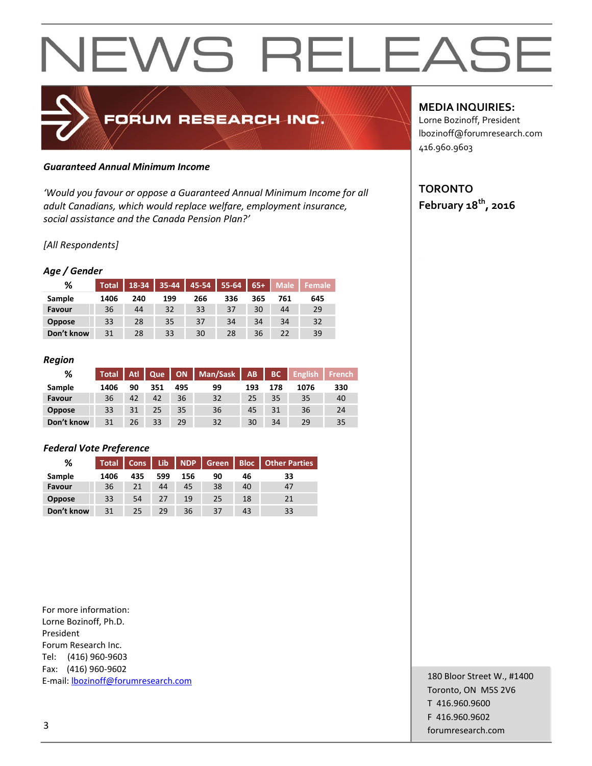# NEWS RELEASE

FORUM RESEARCH INC.

**MEDIA INQUIRIES:**
Lorne Bozinoff, President
lbozinoff@forumresearch.com
416.960.9603

**TORONTO**
**February 18th, 2016**

***Guaranteed Annual Minimum Income***

*'Would you favour or oppose a Guaranteed Annual Minimum Income for all adult Canadians, which would replace welfare, employment insurance, social assistance and the Canada Pension Plan?'*

*[All Respondents]*

***Age / Gender***

| % | Total | 18-34 | 35-44 | 45-54 | 55-64 | 65+ | Male | Female |
|---|---|---|---|---|---|---|---|---|
| Sample | 1406 | 240 | 199 | 266 | 336 | 365 | 761 | 645 |
| Favour | 36 | 44 | 32 | 33 | 37 | 30 | 44 | 29 |
| Oppose | 33 | 28 | 35 | 37 | 34 | 34 | 34 | 32 |
| Don't know | 31 | 28 | 33 | 30 | 28 | 36 | 22 | 39 |

***Region***

| % | Total | Atl | Que | ON | Man/Sask | AB | BC | English | French |
|---|---|---|---|---|---|---|---|---|---|
| Sample | 1406 | 90 | 351 | 495 | 99 | 193 | 178 | 1076 | 330 |
| Favour | 36 | 42 | 42 | 36 | 32 | 25 | 35 | 35 | 40 |
| Oppose | 33 | 31 | 25 | 35 | 36 | 45 | 31 | 36 | 24 |
| Don't know | 31 | 26 | 33 | 29 | 32 | 30 | 34 | 29 | 35 |

***Federal Vote Preference***

| % | Total | Cons | Lib | NDP | Green | Bloc | Other Parties |
|---|---|---|---|---|---|---|---|
| Sample | 1406 | 435 | 599 | 156 | 90 | 46 | 33 |
| Favour | 36 | 21 | 44 | 45 | 38 | 40 | 47 |
| Oppose | 33 | 54 | 27 | 19 | 25 | 18 | 21 |
| Don't know | 31 | 25 | 29 | 36 | 37 | 43 | 33 |

For more information:
Lorne Bozinoff, Ph.D.
President
Forum Research Inc.
Tel: (416) 960-9603
Fax: (416) 960-9602
E-mail: lbozinoff@forumresearch.com

180 Bloor Street W., #1400
Toronto, ON M5S 2V6
T 416.960.9600
F 416.960.9602
forumresearch.com